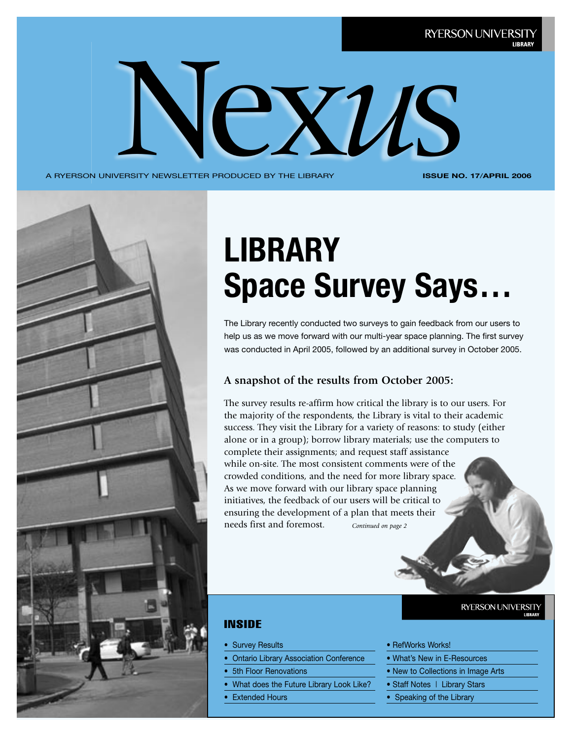RYERSON UNIVERSITY LIBRARY

# Nexus

A RYERSON UNIVERSITY NEWSLETTER PRODUCED BY THE LIBRARY

**ISSUE NO. 17/APRIL 2006**

# LIBRARY Space Survey Says…

The Library recently conducted two surveys to gain feedback from our users to help us as we move forward with our multi-year space planning. The first survey was conducted in April 2005, followed by an additional survey in October 2005.

### A snapshot of the results from October 2005:

The survey results re-affirm how critical the library is to our users. For the majority of the respondents, the Library is vital to their academic success. They visit the Library for a variety of reasons: to study (either alone or in a group); borrow library materials; use the computers to complete their assignments; and request staff assistance while on-site. The most consistent comments were of the crowded conditions, and the need for more library space. As we move forward with our library space planning initiatives, the feedback of our users will be critical to ensuring the development of a plan that meets their needs first and foremost. *Continued on page 2*

## INSIDE

- Survey Results
- Ontario Library Association Conference
- 5th Floor Renovations
- What does the Future Library Look Like?
- Extended Hours
- RefWorks Works!
- What's New in E-Resources
- New to Collections in Image Arts
- Staff Notes | Library Stars
- Speaking of the Library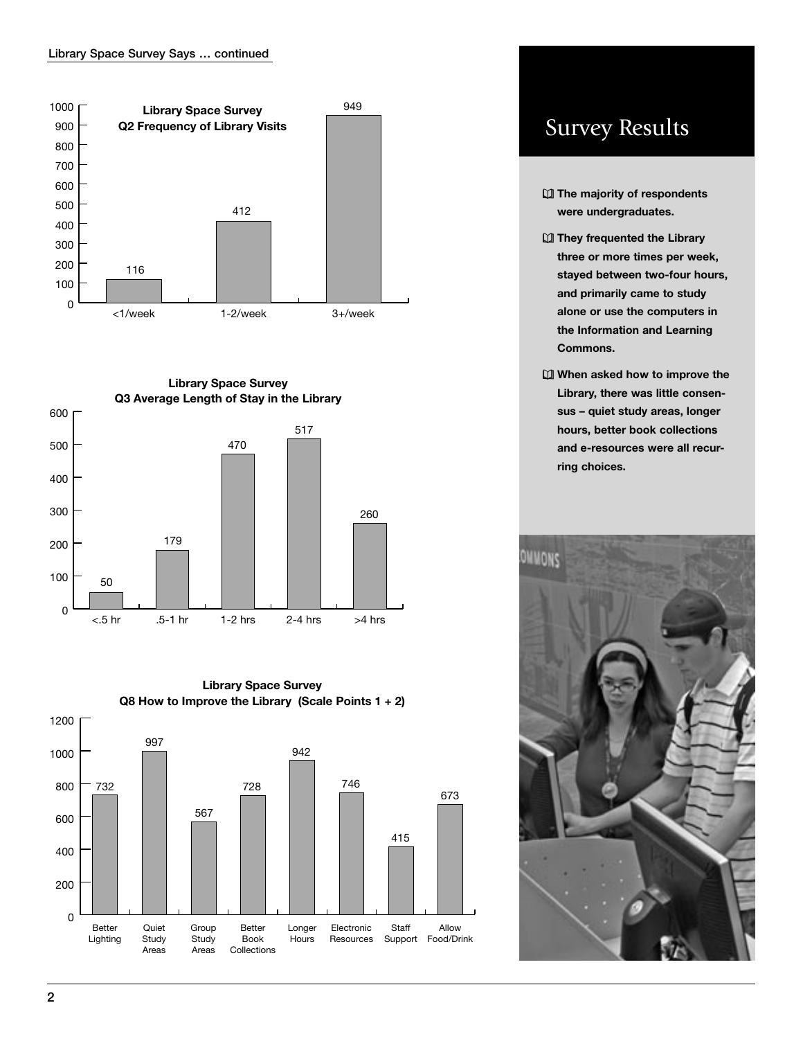Library Space Survey Says … continued

**Library Space Survey**
**Q2 Frequency of Library Visits**

| Frequency | Count |
|---|---|
| <1/week | 116 |
| 1-2/week | 412 |
| 3+/week | 949 |

**Library Space Survey**
**Q3 Average Length of Stay in the Library**

| Length of Stay | Count |
|---|---|
| <.5 hr | 50 |
| .5-1 hr | 179 |
| 1-2 hrs | 470 |
| 2-4 hrs | 517 |
| >4 hrs | 260 |

**Library Space Survey**
**Q8 How to Improve the Library (Scale Points 1 + 2)**

| Improvement | Count |
|---|---|
| Better Lighting | 732 |
| Quiet Study Areas | 997 |
| Group Study Areas | 567 |
| Better Book Collections | 728 |
| Longer Hours | 942 |
| Electronic Resources | 746 |
| Staff Support | 415 |
| Allow Food/Drink | 673 |

## Survey Results

- **The majority of respondents were undergraduates.**
- **They frequented the Library three or more times per week, stayed between two-four hours, and primarily came to study alone or use the computers in the Information and Learning Commons.**
- **When asked how to improve the Library, there was little consensus – quiet study areas, longer hours, better book collections and e-resources were all recurring choices.**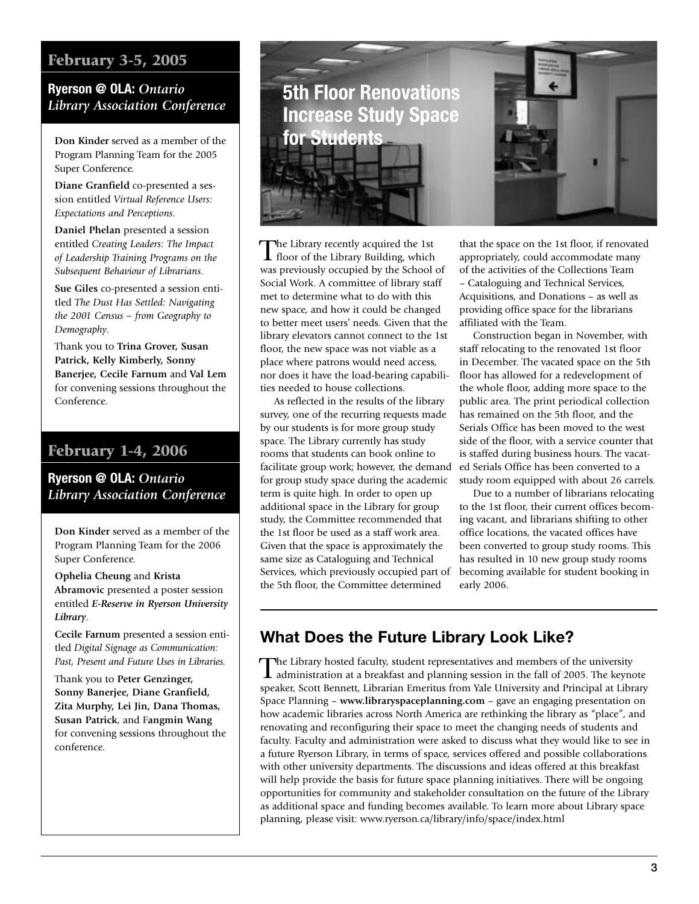## February 3-5, 2005

### Ryerson @ OLA: *Ontario Library Association Conference*

**Don Kinder** served as a member of the Program Planning Team for the 2005 Super Conference.

**Diane Granfield** co-presented a session entitled *Virtual Reference Users: Expectations and Perceptions*.

**Daniel Phelan** presented a session entitled *Creating Leaders: The Impact of Leadership Training Programs on the Subsequent Behaviour of Librarians*.

**Sue Giles** co-presented a session entitled *The Dust Has Settled: Navigating the 2001 Census – from Geography to Demography*.

Thank you to **Trina Grover, Susan Patrick, Kelly Kimberly, Sonny Banerjee, Cecile Farnum** and **Val Lem** for convening sessions throughout the Conference.

## February 1-4, 2006

### Ryerson @ OLA: *Ontario Library Association Conference*

**Don Kinder** served as a member of the Program Planning Team for the 2006 Super Conference.

**Ophelia Cheung** and **Krista Abramovic** presented a poster session entitled ***E-Reserve in Ryerson University Library***.

**Cecile Farnum** presented a session entitled *Digital Signage as Communication: Past, Present and Future Uses in Libraries.*

Thank you to **Peter Genzinger, Sonny Banerjee, Diane Granfield, Zita Murphy, Lei Jin, Dana Thomas, Susan Patrick**, and F**angmin Wang** for convening sessions throughout the conference.

## 5th Floor Renovations Increase Study Space for Students

The Library recently acquired the 1st floor of the Library Building, which was previously occupied by the School of Social Work. A committee of library staff met to determine what to do with this new space, and how it could be changed to better meet users' needs. Given that the library elevators cannot connect to the 1st floor, the new space was not viable as a place where patrons would need access, nor does it have the load-bearing capabilities needed to house collections.

As reflected in the results of the library survey, one of the recurring requests made by our students is for more group study space. The Library currently has study rooms that students can book online to facilitate group work; however, the demand for group study space during the academic term is quite high. In order to open up additional space in the Library for group study, the Committee recommended that the 1st floor be used as a staff work area. Given that the space is approximately the same size as Cataloguing and Technical Services, which previously occupied part of the 5th floor, the Committee determined that the space on the 1st floor, if renovated appropriately, could accommodate many of the activities of the Collections Team – Cataloguing and Technical Services, Acquisitions, and Donations – as well as providing office space for the librarians affiliated with the Team.

Construction began in November, with staff relocating to the renovated 1st floor in December. The vacated space on the 5th floor has allowed for a redevelopment of the whole floor, adding more space to the public area. The print periodical collection has remained on the 5th floor, and the Serials Office has been moved to the west side of the floor, with a service counter that is staffed during business hours. The vacated Serials Office has been converted to a study room equipped with about 26 carrels.

Due to a number of librarians relocating to the 1st floor, their current offices becoming vacant, and librarians shifting to other office locations, the vacated offices have been converted to group study rooms. This has resulted in 10 new group study rooms becoming available for student booking in early 2006.

## What Does the Future Library Look Like?

The Library hosted faculty, student representatives and members of the university administration at a breakfast and planning session in the fall of 2005. The keynote speaker, Scott Bennett, Librarian Emeritus from Yale University and Principal at Library Space Planning – **www.libraryspaceplanning.com** – gave an engaging presentation on how academic libraries across North America are rethinking the library as "place", and renovating and reconfiguring their space to meet the changing needs of students and faculty. Faculty and administration were asked to discuss what they would like to see in a future Ryerson Library, in terms of space, services offered and possible collaborations with other university departments. The discussions and ideas offered at this breakfast will help provide the basis for future space planning initiatives. There will be ongoing opportunities for community and stakeholder consultation on the future of the Library as additional space and funding becomes available. To learn more about Library space planning, please visit: www.ryerson.ca/library/info/space/index.html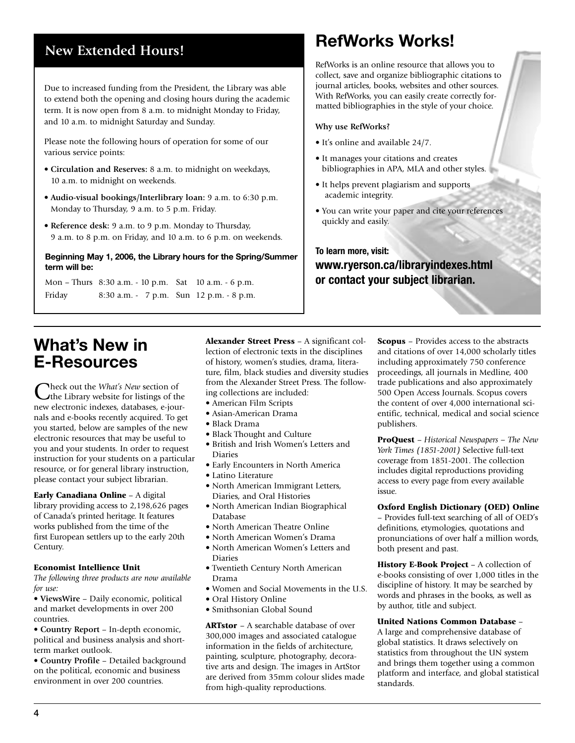## New Extended Hours!

Due to increased funding from the President, the Library was able to extend both the opening and closing hours during the academic term. It is now open from 8 a.m. to midnight Monday to Friday, and 10 a.m. to midnight Saturday and Sunday.

Please note the following hours of operation for some of our various service points:

- **Circulation and Reserves:** 8 a.m. to midnight on weekdays, 10 a.m. to midnight on weekends.
- **Audio-visual bookings/Interlibrary loan:** 9 a.m. to 6:30 p.m. Monday to Thursday, 9 a.m. to 5 p.m. Friday.
- **Reference desk:** 9 a.m. to 9 p.m. Monday to Thursday, 9 a.m. to 8 p.m. on Friday, and 10 a.m. to 6 p.m. on weekends.

**Beginning May 1, 2006, the Library hours for the Spring/Summer term will be:**

| | | | |
|---|---|---|---|
| Mon – Thurs | 8:30 a.m. - 10 p.m. | Sat | 10 a.m. - 6 p.m. |
| Friday | 8:30 a.m. - 7 p.m. | Sun | 12 p.m. - 8 p.m. |

## RefWorks Works!

RefWorks is an online resource that allows you to collect, save and organize bibliographic citations to journal articles, books, websites and other sources. With RefWorks, you can easily create correctly formatted bibliographies in the style of your choice.

**Why use RefWorks?**

- It's online and available 24/7.
- It manages your citations and creates bibliographies in APA, MLA and other styles.
- It helps prevent plagiarism and supports academic integrity.
- You can write your paper and cite your references quickly and easily.

**To learn more, visit:**
**www.ryerson.ca/libraryindexes.html or contact your subject librarian.**

## What's New in E-Resources

Check out the *What's New* section of the Library website for listings of the new electronic indexes, databases, e-journals and e-books recently acquired. To get you started, below are samples of the new electronic resources that may be useful to you and your students. In order to request instruction for your students on a particular resource, or for general library instruction, please contact your subject librarian.

**Early Canadiana Online** – A digital library providing access to 2,198,626 pages of Canada's printed heritage. It features works published from the time of the first European settlers up to the early 20th Century.

**Economist Intellience Unit**

*The following three products are now available for use:*

- **ViewsWire** – Daily economic, political and market developments in over 200 countries.
- **Country Report** – In-depth economic, political and business analysis and short-term market outlook.
- **Country Profile** – Detailed background on the political, economic and business environment in over 200 countries.

**Alexander Street Press** – A significant collection of electronic texts in the disciplines of history, women's studies, drama, literature, film, black studies and diversity studies from the Alexander Street Press. The following collections are included:

- American Film Scripts
- Asian-American Drama
- Black Drama
- Black Thought and Culture
- British and Irish Women's Letters and Diaries
- Early Encounters in North America
- Latino Literature
- North American Immigrant Letters, Diaries, and Oral Histories
- North American Indian Biographical Database
- North American Theatre Online
- North American Women's Drama
- North American Women's Letters and Diaries
- Twentieth Century North American Drama
- Women and Social Movements in the U.S.
- Oral History Online
- Smithsonian Global Sound

**ARTstor** – A searchable database of over 300,000 images and associated catalogue information in the fields of architecture, painting, sculpture, photography, decorative arts and design. The images in ArtStor are derived from 35mm colour slides made from high-quality reproductions.

**Scopus** – Provides access to the abstracts and citations of over 14,000 scholarly titles including approximately 750 conference proceedings, all journals in Medline, 400 trade publications and also approximately 500 Open Access Journals. Scopus covers the content of over 4,000 international scientific, technical, medical and social science publishers.

**ProQuest** – *Historical Newspapers – The New York Times (1851-2001)* Selective full-text coverage from 1851-2001. The collection includes digital reproductions providing access to every page from every available issue.

**Oxford English Dictionary (OED) Online** – Provides full-text searching of all of OED's definitions, etymologies, quotations and pronunciations of over half a million words, both present and past.

**History E-Book Project** – A collection of e-books consisting of over 1,000 titles in the discipline of history. It may be searched by words and phrases in the books, as well as by author, title and subject.

**United Nations Common Database** – A large and comprehensive database of global statistics. It draws selectively on statistics from throughout the UN system and brings them together using a common platform and interface, and global statistical standards.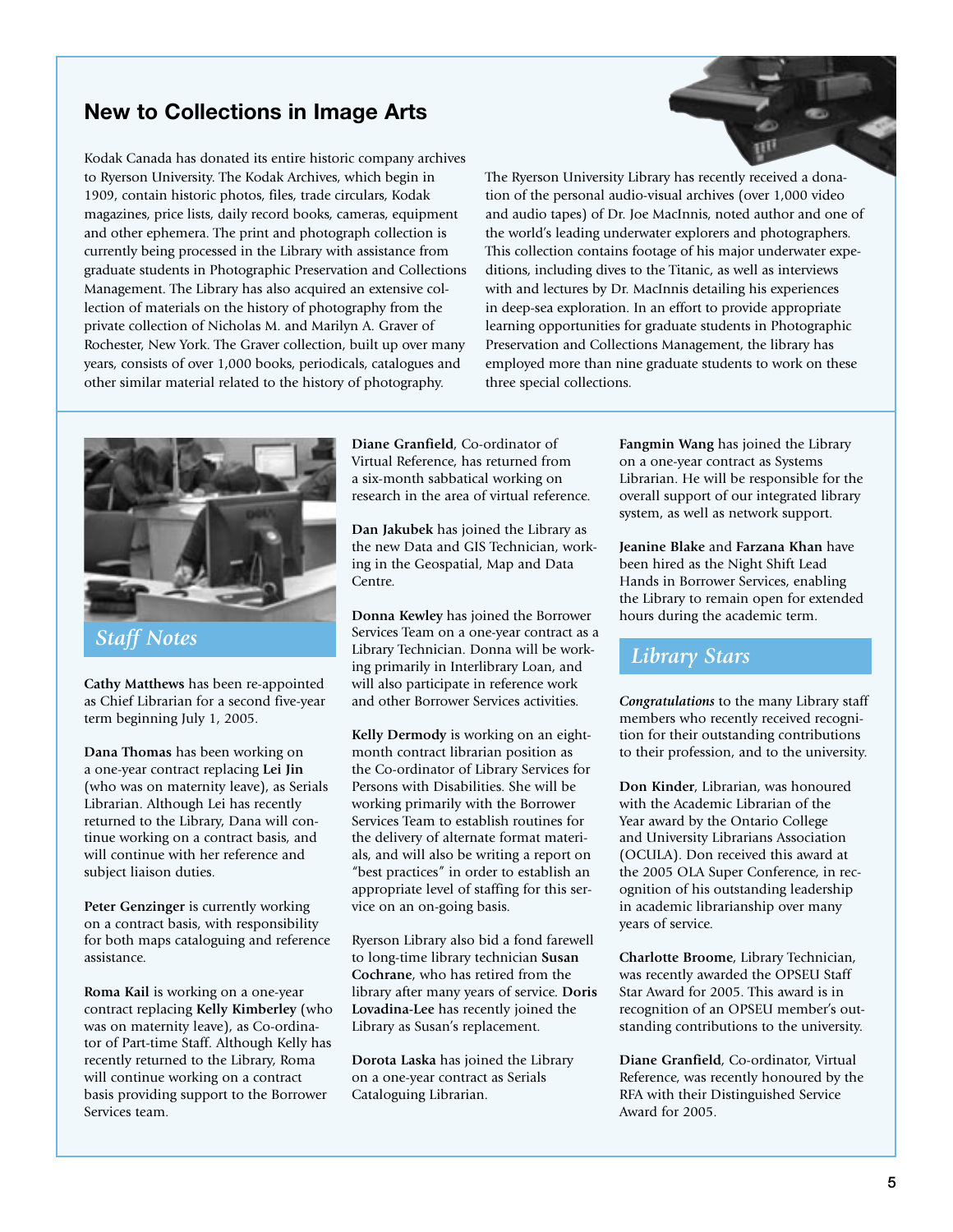## New to Collections in Image Arts

Kodak Canada has donated its entire historic company archives to Ryerson University. The Kodak Archives, which begin in 1909, contain historic photos, files, trade circulars, Kodak magazines, price lists, daily record books, cameras, equipment and other ephemera. The print and photograph collection is currently being processed in the Library with assistance from graduate students in Photographic Preservation and Collections Management. The Library has also acquired an extensive collection of materials on the history of photography from the private collection of Nicholas M. and Marilyn A. Graver of Rochester, New York. The Graver collection, built up over many years, consists of over 1,000 books, periodicals, catalogues and other similar material related to the history of photography.

The Ryerson University Library has recently received a donation of the personal audio-visual archives (over 1,000 video and audio tapes) of Dr. Joe MacInnis, noted author and one of the world's leading underwater explorers and photographers. This collection contains footage of his major underwater expeditions, including dives to the Titanic, as well as interviews with and lectures by Dr. MacInnis detailing his experiences in deep-sea exploration. In an effort to provide appropriate learning opportunities for graduate students in Photographic Preservation and Collections Management, the library has employed more than nine graduate students to work on these three special collections.

## *Staff Notes*

**Cathy Matthews** has been re-appointed as Chief Librarian for a second five-year term beginning July 1, 2005.

**Dana Thomas** has been working on a one-year contract replacing **Lei Jin** (who was on maternity leave), as Serials Librarian. Although Lei has recently returned to the Library, Dana will continue working on a contract basis, and will continue with her reference and subject liaison duties.

**Peter Genzinger** is currently working on a contract basis, with responsibility for both maps cataloguing and reference assistance.

**Roma Kail** is working on a one-year contract replacing **Kelly Kimberley** (who was on maternity leave), as Co-ordinator of Part-time Staff. Although Kelly has recently returned to the Library, Roma will continue working on a contract basis providing support to the Borrower Services team.

**Diane Granfield**, Co-ordinator of Virtual Reference, has returned from a six-month sabbatical working on research in the area of virtual reference.

**Dan Jakubek** has joined the Library as the new Data and GIS Technician, working in the Geospatial, Map and Data Centre.

**Donna Kewley** has joined the Borrower Services Team on a one-year contract as a Library Technician. Donna will be working primarily in Interlibrary Loan, and will also participate in reference work and other Borrower Services activities.

**Kelly Dermody** is working on an eight-month contract librarian position as the Co-ordinator of Library Services for Persons with Disabilities. She will be working primarily with the Borrower Services Team to establish routines for the delivery of alternate format materials, and will also be writing a report on "best practices" in order to establish an appropriate level of staffing for this service on an on-going basis.

Ryerson Library also bid a fond farewell to long-time library technician **Susan Cochrane**, who has retired from the library after many years of service. **Doris Lovadina-Lee** has recently joined the Library as Susan's replacement.

**Dorota Laska** has joined the Library on a one-year contract as Serials Cataloguing Librarian.

**Fangmin Wang** has joined the Library on a one-year contract as Systems Librarian. He will be responsible for the overall support of our integrated library system, as well as network support.

**Jeanine Blake** and **Farzana Khan** have been hired as the Night Shift Lead Hands in Borrower Services, enabling the Library to remain open for extended hours during the academic term.

## *Library Stars*

***Congratulations*** to the many Library staff members who recently received recognition for their outstanding contributions to their profession, and to the university.

**Don Kinder**, Librarian, was honoured with the Academic Librarian of the Year award by the Ontario College and University Librarians Association (OCULA). Don received this award at the 2005 OLA Super Conference, in recognition of his outstanding leadership in academic librarianship over many years of service.

**Charlotte Broome**, Library Technician, was recently awarded the OPSEU Staff Star Award for 2005. This award is in recognition of an OPSEU member's outstanding contributions to the university.

**Diane Granfield**, Co-ordinator, Virtual Reference, was recently honoured by the RFA with their Distinguished Service Award for 2005.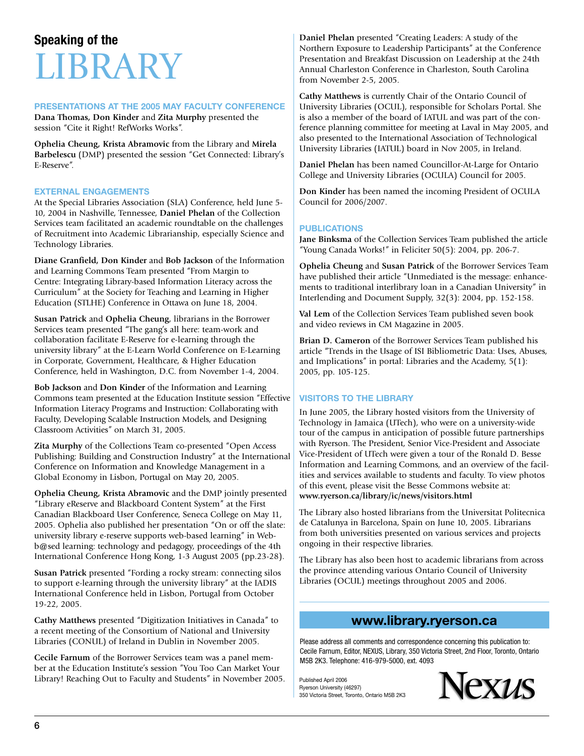# Speaking of the LIBRARY

## PRESENTATIONS AT THE 2005 MAY FACULTY CONFERENCE

**Dana Thomas, Don Kinder** and **Zita Murphy** presented the session "Cite it Right! RefWorks Works".

**Ophelia Cheung, Krista Abramovic** from the Library and **Mirela Barbelescu** (DMP) presented the session "Get Connected: Library's E-Reserve".

## EXTERNAL ENGAGEMENTS

At the Special Libraries Association (SLA) Conference, held June 5-10, 2004 in Nashville, Tennessee, **Daniel Phelan** of the Collection Services team facilitated an academic roundtable on the challenges of Recruitment into Academic Librarianship, especially Science and Technology Libraries.

**Diane Granfield, Don Kinder** and **Bob Jackson** of the Information and Learning Commons Team presented "From Margin to Centre: Integrating Library-based Information Literacy across the Curriculum" at the Society for Teaching and Learning in Higher Education (STLHE) Conference in Ottawa on June 18, 2004.

**Susan Patrick** and **Ophelia Cheung**, librarians in the Borrower Services team presented "The gang's all here: team-work and collaboration facilitate E-Reserve for e-learning through the university library" at the E-Learn World Conference on E-Learning in Corporate, Government, Healthcare, & Higher Education Conference, held in Washington, D.C. from November 1-4, 2004.

**Bob Jackson** and **Don Kinder** of the Information and Learning Commons team presented at the Education Institute session "Effective Information Literacy Programs and Instruction: Collaborating with Faculty, Developing Scalable Instruction Models, and Designing Classroom Activities" on March 31, 2005.

**Zita Murphy** of the Collections Team co-presented "Open Access Publishing: Building and Construction Industry" at the International Conference on Information and Knowledge Management in a Global Economy in Lisbon, Portugal on May 20, 2005.

**Ophelia Cheung, Krista Abramovic** and the DMP jointly presented "Library eReserve and Blackboard Content System" at the First Canadian Blackboard User Conference, Seneca College on May 11, 2005. Ophelia also published her presentation "On or off the slate: university library e-reserve supports web-based learning" in Web-b@sed learning: technology and pedagogy, proceedings of the 4th International Conference Hong Kong, 1-3 August 2005 (pp.23-28).

**Susan Patrick** presented "Fording a rocky stream: connecting silos to support e-learning through the university library" at the IADIS International Conference held in Lisbon, Portugal from October 19-22, 2005.

**Cathy Matthews** presented "Digitization Initiatives in Canada" to a recent meeting of the Consortium of National and University Libraries (CONUL) of Ireland in Dublin in November 2005.

**Cecile Farnum** of the Borrower Services team was a panel member at the Education Institute's session "You Too Can Market Your Library! Reaching Out to Faculty and Students" in November 2005.

**Daniel Phelan** presented "Creating Leaders: A study of the Northern Exposure to Leadership Participants" at the Conference Presentation and Breakfast Discussion on Leadership at the 24th Annual Charleston Conference in Charleston, South Carolina from November 2-5, 2005.

**Cathy Matthews** is currently Chair of the Ontario Council of University Libraries (OCUL), responsible for Scholars Portal. She is also a member of the board of IATUL and was part of the conference planning committee for meeting at Laval in May 2005, and also presented to the International Association of Technological University Libraries (IATUL) board in Nov 2005, in Ireland.

**Daniel Phelan** has been named Councillor-At-Large for Ontario College and University Libraries (OCULA) Council for 2005.

**Don Kinder** has been named the incoming President of OCULA Council for 2006/2007.

## PUBLICATIONS

**Jane Binksma** of the Collection Services Team published the article "Young Canada Works!" in Feliciter 50(5): 2004, pp. 206-7.

**Ophelia Cheung** and **Susan Patrick** of the Borrower Services Team have published their article "Unmediated is the message: enhancements to traditional interlibrary loan in a Canadian University" in Interlending and Document Supply, 32(3): 2004, pp. 152-158.

**Val Lem** of the Collection Services Team published seven book and video reviews in CM Magazine in 2005.

**Brian D. Cameron** of the Borrower Services Team published his article "Trends in the Usage of ISI Bibliometric Data: Uses, Abuses, and Implications" in portal: Libraries and the Academy, 5(1): 2005, pp. 105-125.

## VISITORS TO THE LIBRARY

In June 2005, the Library hosted visitors from the University of Technology in Jamaica (UTech), who were on a university-wide tour of the campus in anticipation of possible future partnerships with Ryerson. The President, Senior Vice-President and Associate Vice-President of UTech were given a tour of the Ronald D. Besse Information and Learning Commons, and an overview of the facilities and services available to students and faculty. To view photos of this event, please visit the Besse Commons website at: **www.ryerson.ca/library/ic/news/visitors.html**

The Library also hosted librarians from the Universitat Politecnica de Catalunya in Barcelona, Spain on June 10, 2005. Librarians from both universities presented on various services and projects ongoing in their respective libraries.

The Library has also been host to academic librarians from across the province attending various Ontario Council of University Libraries (OCUL) meetings throughout 2005 and 2006.

---

**www.library.ryerson.ca**

Please address all comments and correspondence concerning this publication to: Cecile Farnum, Editor, NEXUS, Library, 350 Victoria Street, 2nd Floor, Toronto, Ontario M5B 2K3. Telephone: 416-979-5000, ext. 4093

Published April 2006
Ryerson University (46297)
350 Victoria Street, Toronto, Ontario M5B 2K3

Nexus